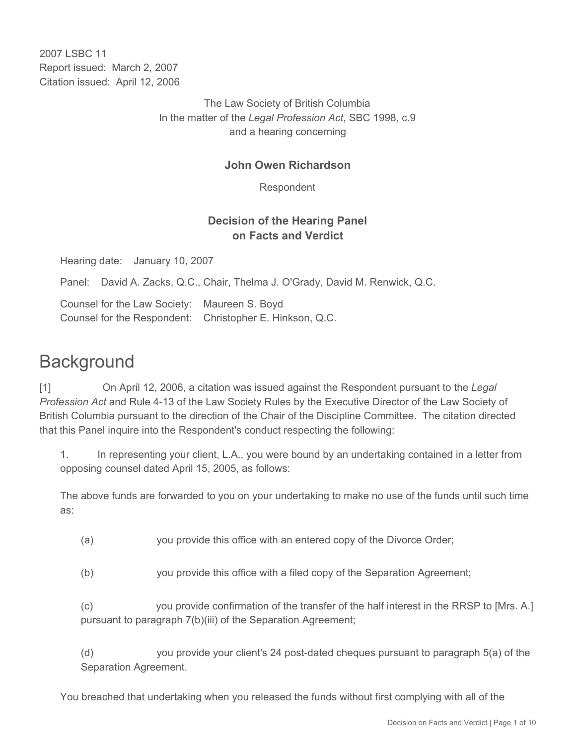2007 LSBC 11
Report issued: March 2, 2007
Citation issued: April 12, 2006

The Law Society of British Columbia
In the matter of the *Legal Profession Act*, SBC 1998, c.9
and a hearing concerning

**John Owen Richardson**

Respondent

**Decision of the Hearing Panel on Facts and Verdict**

Hearing date: January 10, 2007

Panel: David A. Zacks, Q.C., Chair, Thelma J. O'Grady, David M. Renwick, Q.C.

Counsel for the Law Society: Maureen S. Boyd
Counsel for the Respondent: Christopher E. Hinkson, Q.C.

# Background

[1] On April 12, 2006, a citation was issued against the Respondent pursuant to the *Legal Profession Act* and Rule 4-13 of the Law Society Rules by the Executive Director of the Law Society of British Columbia pursuant to the direction of the Chair of the Discipline Committee. The citation directed that this Panel inquire into the Respondent's conduct respecting the following:

1. In representing your client, L.A., you were bound by an undertaking contained in a letter from opposing counsel dated April 15, 2005, as follows:

The above funds are forwarded to you on your undertaking to make no use of the funds until such time as:

(a) you provide this office with an entered copy of the Divorce Order;

(b) you provide this office with a filed copy of the Separation Agreement;

(c) you provide confirmation of the transfer of the half interest in the RRSP to [Mrs. A.] pursuant to paragraph 7(b)(iii) of the Separation Agreement;

(d) you provide your client's 24 post-dated cheques pursuant to paragraph 5(a) of the Separation Agreement.

You breached that undertaking when you released the funds without first complying with all of the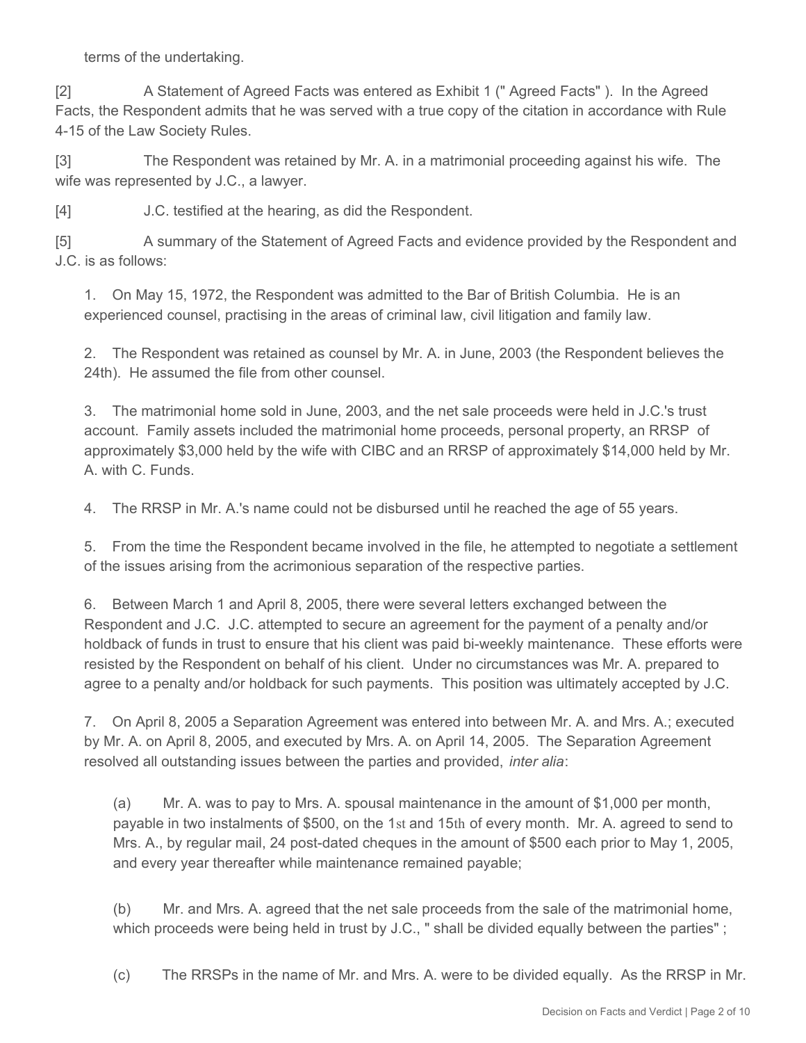terms of the undertaking.

[2] A Statement of Agreed Facts was entered as Exhibit 1 (" Agreed Facts" ). In the Agreed Facts, the Respondent admits that he was served with a true copy of the citation in accordance with Rule 4-15 of the Law Society Rules.

[3] The Respondent was retained by Mr. A. in a matrimonial proceeding against his wife. The wife was represented by J.C., a lawyer.

[4] J.C. testified at the hearing, as did the Respondent.

[5] A summary of the Statement of Agreed Facts and evidence provided by the Respondent and J.C. is as follows:

1. On May 15, 1972, the Respondent was admitted to the Bar of British Columbia. He is an experienced counsel, practising in the areas of criminal law, civil litigation and family law.

2. The Respondent was retained as counsel by Mr. A. in June, 2003 (the Respondent believes the 24th). He assumed the file from other counsel.

3. The matrimonial home sold in June, 2003, and the net sale proceeds were held in J.C.'s trust account. Family assets included the matrimonial home proceeds, personal property, an RRSP of approximately $3,000 held by the wife with CIBC and an RRSP of approximately $14,000 held by Mr. A. with C. Funds.

4. The RRSP in Mr. A.'s name could not be disbursed until he reached the age of 55 years.

5. From the time the Respondent became involved in the file, he attempted to negotiate a settlement of the issues arising from the acrimonious separation of the respective parties.

6. Between March 1 and April 8, 2005, there were several letters exchanged between the Respondent and J.C. J.C. attempted to secure an agreement for the payment of a penalty and/or holdback of funds in trust to ensure that his client was paid bi-weekly maintenance. These efforts were resisted by the Respondent on behalf of his client. Under no circumstances was Mr. A. prepared to agree to a penalty and/or holdback for such payments. This position was ultimately accepted by J.C.

7. On April 8, 2005 a Separation Agreement was entered into between Mr. A. and Mrs. A.; executed by Mr. A. on April 8, 2005, and executed by Mrs. A. on April 14, 2005. The Separation Agreement resolved all outstanding issues between the parties and provided, *inter alia*:

(a) Mr. A. was to pay to Mrs. A. spousal maintenance in the amount of $1,000 per month, payable in two instalments of $500, on the 1st and 15th of every month. Mr. A. agreed to send to Mrs. A., by regular mail, 24 post-dated cheques in the amount of $500 each prior to May 1, 2005, and every year thereafter while maintenance remained payable;

(b) Mr. and Mrs. A. agreed that the net sale proceeds from the sale of the matrimonial home, which proceeds were being held in trust by J.C., " shall be divided equally between the parties" ;

(c) The RRSPs in the name of Mr. and Mrs. A. were to be divided equally. As the RRSP in Mr.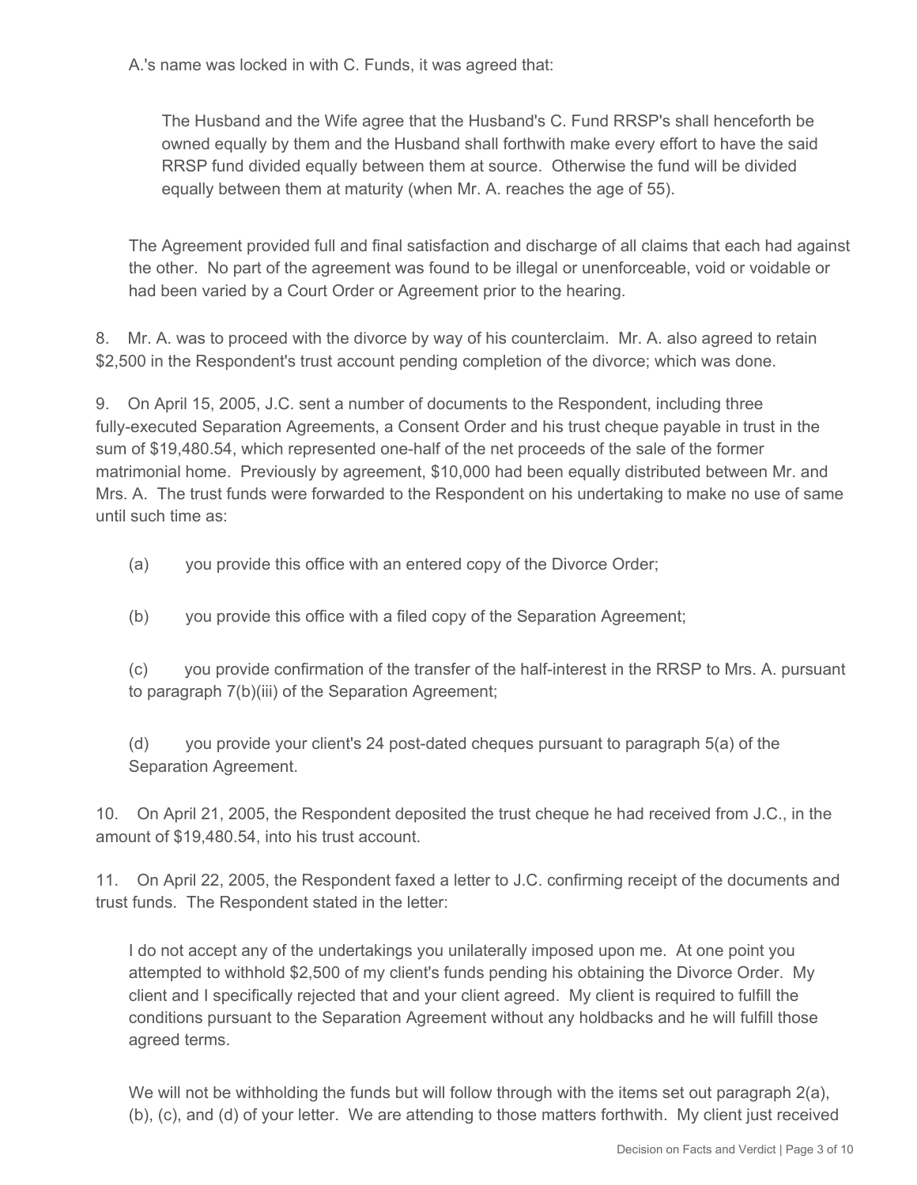A.'s name was locked in with C. Funds, it was agreed that:

> The Husband and the Wife agree that the Husband's C. Fund RRSP's shall henceforth be owned equally by them and the Husband shall forthwith make every effort to have the said RRSP fund divided equally between them at source. Otherwise the fund will be divided equally between them at maturity (when Mr. A. reaches the age of 55).

The Agreement provided full and final satisfaction and discharge of all claims that each had against the other. No part of the agreement was found to be illegal or unenforceable, void or voidable or had been varied by a Court Order or Agreement prior to the hearing.

8. Mr. A. was to proceed with the divorce by way of his counterclaim. Mr. A. also agreed to retain $2,500 in the Respondent's trust account pending completion of the divorce; which was done.

9. On April 15, 2005, J.C. sent a number of documents to the Respondent, including three fully-executed Separation Agreements, a Consent Order and his trust cheque payable in trust in the sum of $19,480.54, which represented one-half of the net proceeds of the sale of the former matrimonial home. Previously by agreement, $10,000 had been equally distributed between Mr. and Mrs. A. The trust funds were forwarded to the Respondent on his undertaking to make no use of same until such time as:

> (a) you provide this office with an entered copy of the Divorce Order;
>
> (b) you provide this office with a filed copy of the Separation Agreement;
>
> (c) you provide confirmation of the transfer of the half-interest in the RRSP to Mrs. A. pursuant to paragraph 7(b)(iii) of the Separation Agreement;
>
> (d) you provide your client's 24 post-dated cheques pursuant to paragraph 5(a) of the Separation Agreement.

10. On April 21, 2005, the Respondent deposited the trust cheque he had received from J.C., in the amount of $19,480.54, into his trust account.

11. On April 22, 2005, the Respondent faxed a letter to J.C. confirming receipt of the documents and trust funds. The Respondent stated in the letter:

> I do not accept any of the undertakings you unilaterally imposed upon me. At one point you attempted to withhold $2,500 of my client's funds pending his obtaining the Divorce Order. My client and I specifically rejected that and your client agreed. My client is required to fulfill the conditions pursuant to the Separation Agreement without any holdbacks and he will fulfill those agreed terms.
>
> We will not be withholding the funds but will follow through with the items set out paragraph 2(a), (b), (c), and (d) of your letter. We are attending to those matters forthwith. My client just received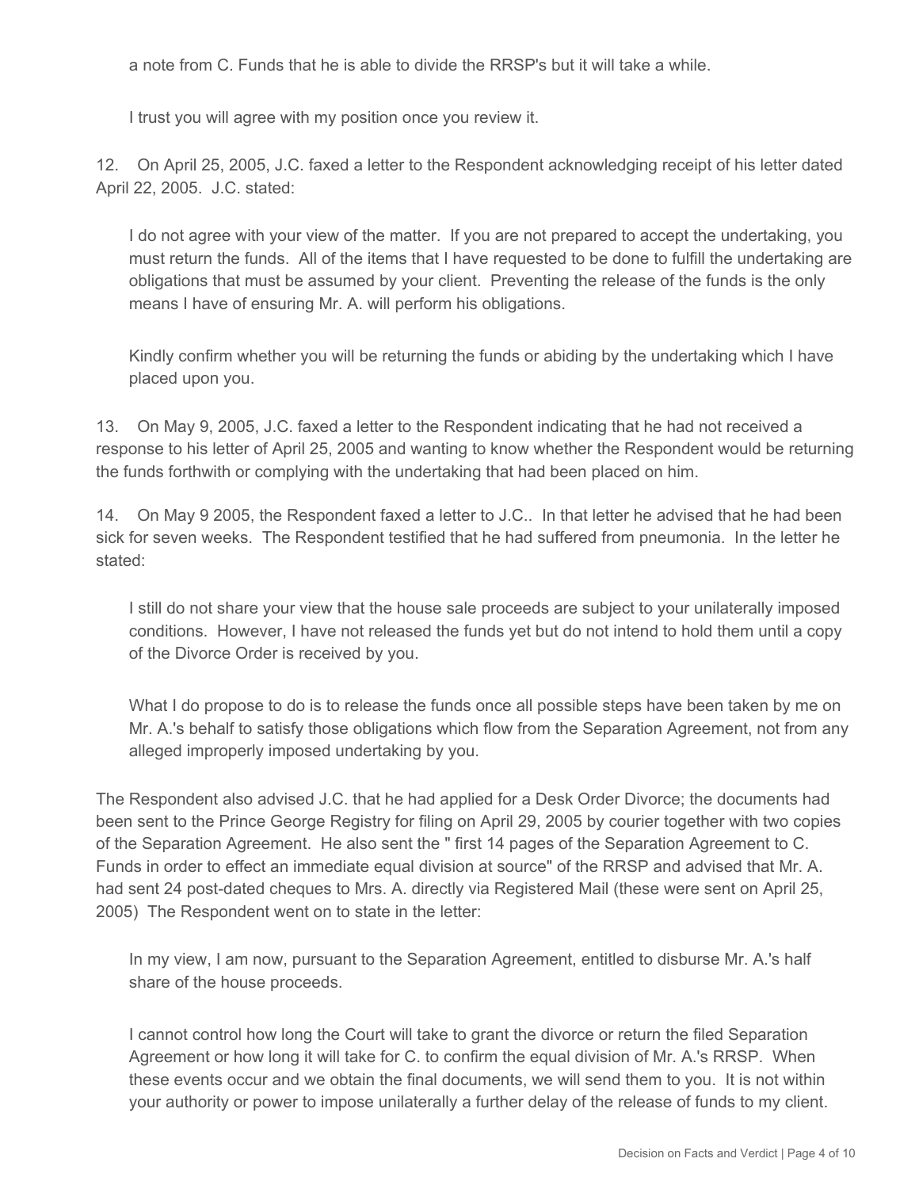a note from C. Funds that he is able to divide the RRSP's but it will take a while.

> I trust you will agree with my position once you review it.

12. On April 25, 2005, J.C. faxed a letter to the Respondent acknowledging receipt of his letter dated April 22, 2005. J.C. stated:

> I do not agree with your view of the matter. If you are not prepared to accept the undertaking, you must return the funds. All of the items that I have requested to be done to fulfill the undertaking are obligations that must be assumed by your client. Preventing the release of the funds is the only means I have of ensuring Mr. A. will perform his obligations.
>
> Kindly confirm whether you will be returning the funds or abiding by the undertaking which I have placed upon you.

13. On May 9, 2005, J.C. faxed a letter to the Respondent indicating that he had not received a response to his letter of April 25, 2005 and wanting to know whether the Respondent would be returning the funds forthwith or complying with the undertaking that had been placed on him.

14. On May 9 2005, the Respondent faxed a letter to J.C.. In that letter he advised that he had been sick for seven weeks. The Respondent testified that he had suffered from pneumonia. In the letter he stated:

> I still do not share your view that the house sale proceeds are subject to your unilaterally imposed conditions. However, I have not released the funds yet but do not intend to hold them until a copy of the Divorce Order is received by you.
>
> What I do propose to do is to release the funds once all possible steps have been taken by me on Mr. A.'s behalf to satisfy those obligations which flow from the Separation Agreement, not from any alleged improperly imposed undertaking by you.

The Respondent also advised J.C. that he had applied for a Desk Order Divorce; the documents had been sent to the Prince George Registry for filing on April 29, 2005 by courier together with two copies of the Separation Agreement. He also sent the " first 14 pages of the Separation Agreement to C. Funds in order to effect an immediate equal division at source" of the RRSP and advised that Mr. A. had sent 24 post-dated cheques to Mrs. A. directly via Registered Mail (these were sent on April 25, 2005) The Respondent went on to state in the letter:

> In my view, I am now, pursuant to the Separation Agreement, entitled to disburse Mr. A.'s half share of the house proceeds.
>
> I cannot control how long the Court will take to grant the divorce or return the filed Separation Agreement or how long it will take for C. to confirm the equal division of Mr. A.'s RRSP. When these events occur and we obtain the final documents, we will send them to you. It is not within your authority or power to impose unilaterally a further delay of the release of funds to my client.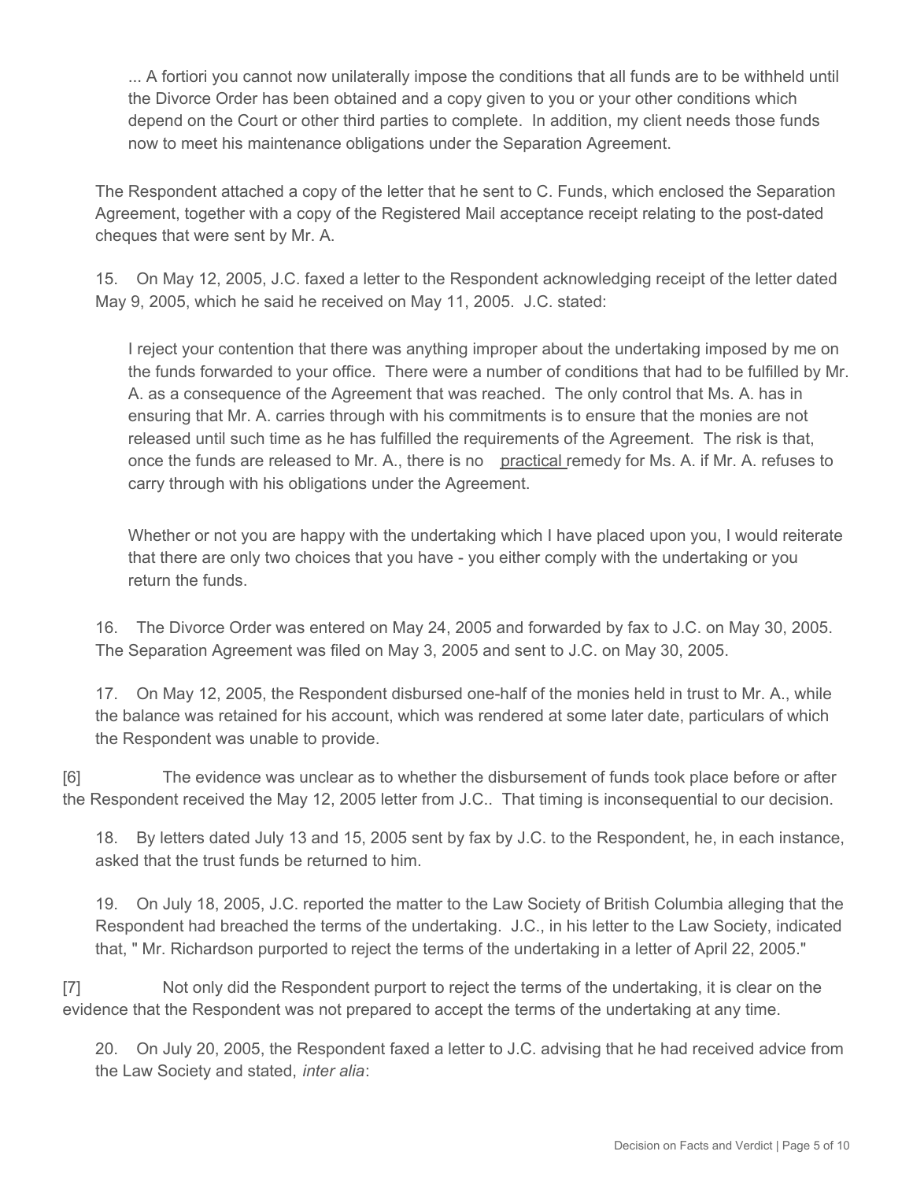> ... A fortiori you cannot now unilaterally impose the conditions that all funds are to be withheld until the Divorce Order has been obtained and a copy given to you or your other conditions which depend on the Court or other third parties to complete. In addition, my client needs those funds now to meet his maintenance obligations under the Separation Agreement.

The Respondent attached a copy of the letter that he sent to C. Funds, which enclosed the Separation Agreement, together with a copy of the Registered Mail acceptance receipt relating to the post-dated cheques that were sent by Mr. A.

15. On May 12, 2005, J.C. faxed a letter to the Respondent acknowledging receipt of the letter dated May 9, 2005, which he said he received on May 11, 2005. J.C. stated:

> I reject your contention that there was anything improper about the undertaking imposed by me on the funds forwarded to your office. There were a number of conditions that had to be fulfilled by Mr. A. as a consequence of the Agreement that was reached. The only control that Ms. A. has in ensuring that Mr. A. carries through with his commitments is to ensure that the monies are not released until such time as he has fulfilled the requirements of the Agreement. The risk is that, once the funds are released to Mr. A., there is no practical remedy for Ms. A. if Mr. A. refuses to carry through with his obligations under the Agreement.
>
> Whether or not you are happy with the undertaking which I have placed upon you, I would reiterate that there are only two choices that you have - you either comply with the undertaking or you return the funds.

16. The Divorce Order was entered on May 24, 2005 and forwarded by fax to J.C. on May 30, 2005. The Separation Agreement was filed on May 3, 2005 and sent to J.C. on May 30, 2005.

17. On May 12, 2005, the Respondent disbursed one-half of the monies held in trust to Mr. A., while the balance was retained for his account, which was rendered at some later date, particulars of which the Respondent was unable to provide.

[6] The evidence was unclear as to whether the disbursement of funds took place before or after the Respondent received the May 12, 2005 letter from J.C.. That timing is inconsequential to our decision.

18. By letters dated July 13 and 15, 2005 sent by fax by J.C. to the Respondent, he, in each instance, asked that the trust funds be returned to him.

19. On July 18, 2005, J.C. reported the matter to the Law Society of British Columbia alleging that the Respondent had breached the terms of the undertaking. J.C., in his letter to the Law Society, indicated that, " Mr. Richardson purported to reject the terms of the undertaking in a letter of April 22, 2005."

[7] Not only did the Respondent purport to reject the terms of the undertaking, it is clear on the evidence that the Respondent was not prepared to accept the terms of the undertaking at any time.

20. On July 20, 2005, the Respondent faxed a letter to J.C. advising that he had received advice from the Law Society and stated, *inter alia*: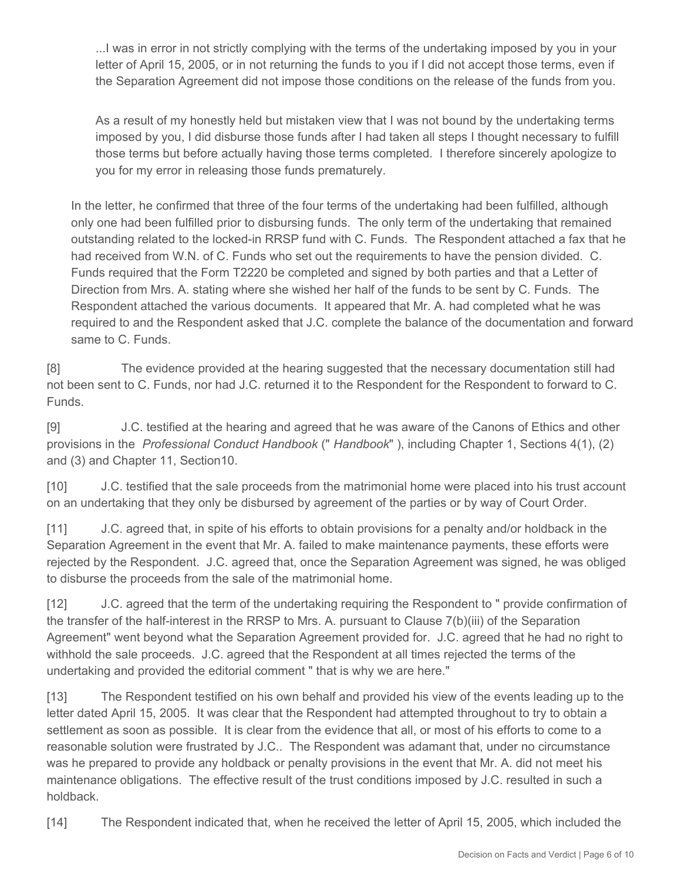> ...I was in error in not strictly complying with the terms of the undertaking imposed by you in your letter of April 15, 2005, or in not returning the funds to you if I did not accept those terms, even if the Separation Agreement did not impose those conditions on the release of the funds from you.
>
> As a result of my honestly held but mistaken view that I was not bound by the undertaking terms imposed by you, I did disburse those funds after I had taken all steps I thought necessary to fulfill those terms but before actually having those terms completed. I therefore sincerely apologize to you for my error in releasing those funds prematurely.

In the letter, he confirmed that three of the four terms of the undertaking had been fulfilled, although only one had been fulfilled prior to disbursing funds. The only term of the undertaking that remained outstanding related to the locked-in RRSP fund with C. Funds. The Respondent attached a fax that he had received from W.N. of C. Funds who set out the requirements to have the pension divided. C. Funds required that the Form T2220 be completed and signed by both parties and that a Letter of Direction from Mrs. A. stating where she wished her half of the funds to be sent by C. Funds. The Respondent attached the various documents. It appeared that Mr. A. had completed what he was required to and the Respondent asked that J.C. complete the balance of the documentation and forward same to C. Funds.

[8] The evidence provided at the hearing suggested that the necessary documentation still had not been sent to C. Funds, nor had J.C. returned it to the Respondent for the Respondent to forward to C. Funds.

[9] J.C. testified at the hearing and agreed that he was aware of the Canons of Ethics and other provisions in the *Professional Conduct Handbook* (" *Handbook*" ), including Chapter 1, Sections 4(1), (2) and (3) and Chapter 11, Section10.

[10] J.C. testified that the sale proceeds from the matrimonial home were placed into his trust account on an undertaking that they only be disbursed by agreement of the parties or by way of Court Order.

[11] J.C. agreed that, in spite of his efforts to obtain provisions for a penalty and/or holdback in the Separation Agreement in the event that Mr. A. failed to make maintenance payments, these efforts were rejected by the Respondent. J.C. agreed that, once the Separation Agreement was signed, he was obliged to disburse the proceeds from the sale of the matrimonial home.

[12] J.C. agreed that the term of the undertaking requiring the Respondent to " provide confirmation of the transfer of the half-interest in the RRSP to Mrs. A. pursuant to Clause 7(b)(iii) of the Separation Agreement" went beyond what the Separation Agreement provided for. J.C. agreed that he had no right to withhold the sale proceeds. J.C. agreed that the Respondent at all times rejected the terms of the undertaking and provided the editorial comment " that is why we are here."

[13] The Respondent testified on his own behalf and provided his view of the events leading up to the letter dated April 15, 2005. It was clear that the Respondent had attempted throughout to try to obtain a settlement as soon as possible. It is clear from the evidence that all, or most of his efforts to come to a reasonable solution were frustrated by J.C.. The Respondent was adamant that, under no circumstance was he prepared to provide any holdback or penalty provisions in the event that Mr. A. did not meet his maintenance obligations. The effective result of the trust conditions imposed by J.C. resulted in such a holdback.

[14] The Respondent indicated that, when he received the letter of April 15, 2005, which included the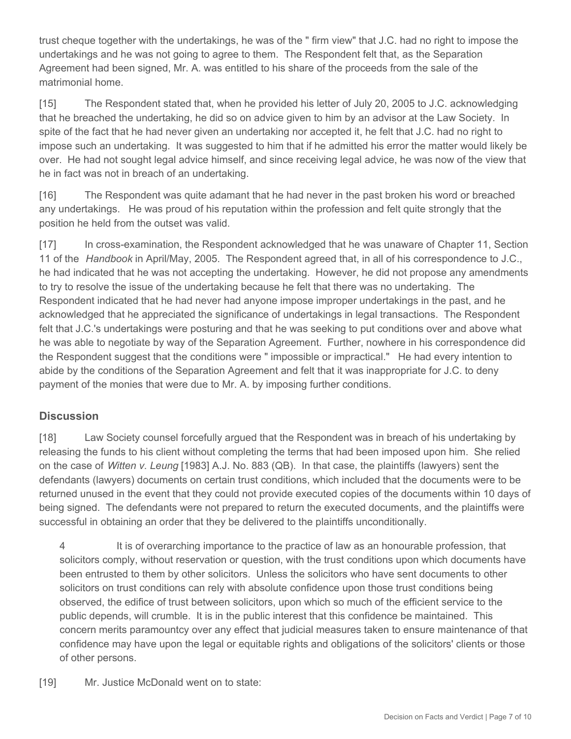trust cheque together with the undertakings, he was of the " firm view" that J.C. had no right to impose the undertakings and he was not going to agree to them. The Respondent felt that, as the Separation Agreement had been signed, Mr. A. was entitled to his share of the proceeds from the sale of the matrimonial home.

[15] The Respondent stated that, when he provided his letter of July 20, 2005 to J.C. acknowledging that he breached the undertaking, he did so on advice given to him by an advisor at the Law Society. In spite of the fact that he had never given an undertaking nor accepted it, he felt that J.C. had no right to impose such an undertaking. It was suggested to him that if he admitted his error the matter would likely be over. He had not sought legal advice himself, and since receiving legal advice, he was now of the view that he in fact was not in breach of an undertaking.

[16] The Respondent was quite adamant that he had never in the past broken his word or breached any undertakings. He was proud of his reputation within the profession and felt quite strongly that the position he held from the outset was valid.

[17] In cross-examination, the Respondent acknowledged that he was unaware of Chapter 11, Section 11 of the *Handbook* in April/May, 2005. The Respondent agreed that, in all of his correspondence to J.C., he had indicated that he was not accepting the undertaking. However, he did not propose any amendments to try to resolve the issue of the undertaking because he felt that there was no undertaking. The Respondent indicated that he had never had anyone impose improper undertakings in the past, and he acknowledged that he appreciated the significance of undertakings in legal transactions. The Respondent felt that J.C.'s undertakings were posturing and that he was seeking to put conditions over and above what he was able to negotiate by way of the Separation Agreement. Further, nowhere in his correspondence did the Respondent suggest that the conditions were " impossible or impractical." He had every intention to abide by the conditions of the Separation Agreement and felt that it was inappropriate for J.C. to deny payment of the monies that were due to Mr. A. by imposing further conditions.

## Discussion

[18] Law Society counsel forcefully argued that the Respondent was in breach of his undertaking by releasing the funds to his client without completing the terms that had been imposed upon him. She relied on the case of *Witten v. Leung* [1983] A.J. No. 883 (QB). In that case, the plaintiffs (lawyers) sent the defendants (lawyers) documents on certain trust conditions, which included that the documents were to be returned unused in the event that they could not provide executed copies of the documents within 10 days of being signed. The defendants were not prepared to return the executed documents, and the plaintiffs were successful in obtaining an order that they be delivered to the plaintiffs unconditionally.

> 4 It is of overarching importance to the practice of law as an honourable profession, that solicitors comply, without reservation or question, with the trust conditions upon which documents have been entrusted to them by other solicitors. Unless the solicitors who have sent documents to other solicitors on trust conditions can rely with absolute confidence upon those trust conditions being observed, the edifice of trust between solicitors, upon which so much of the efficient service to the public depends, will crumble. It is in the public interest that this confidence be maintained. This concern merits paramountcy over any effect that judicial measures taken to ensure maintenance of that confidence may have upon the legal or equitable rights and obligations of the solicitors' clients or those of other persons.

[19] Mr. Justice McDonald went on to state: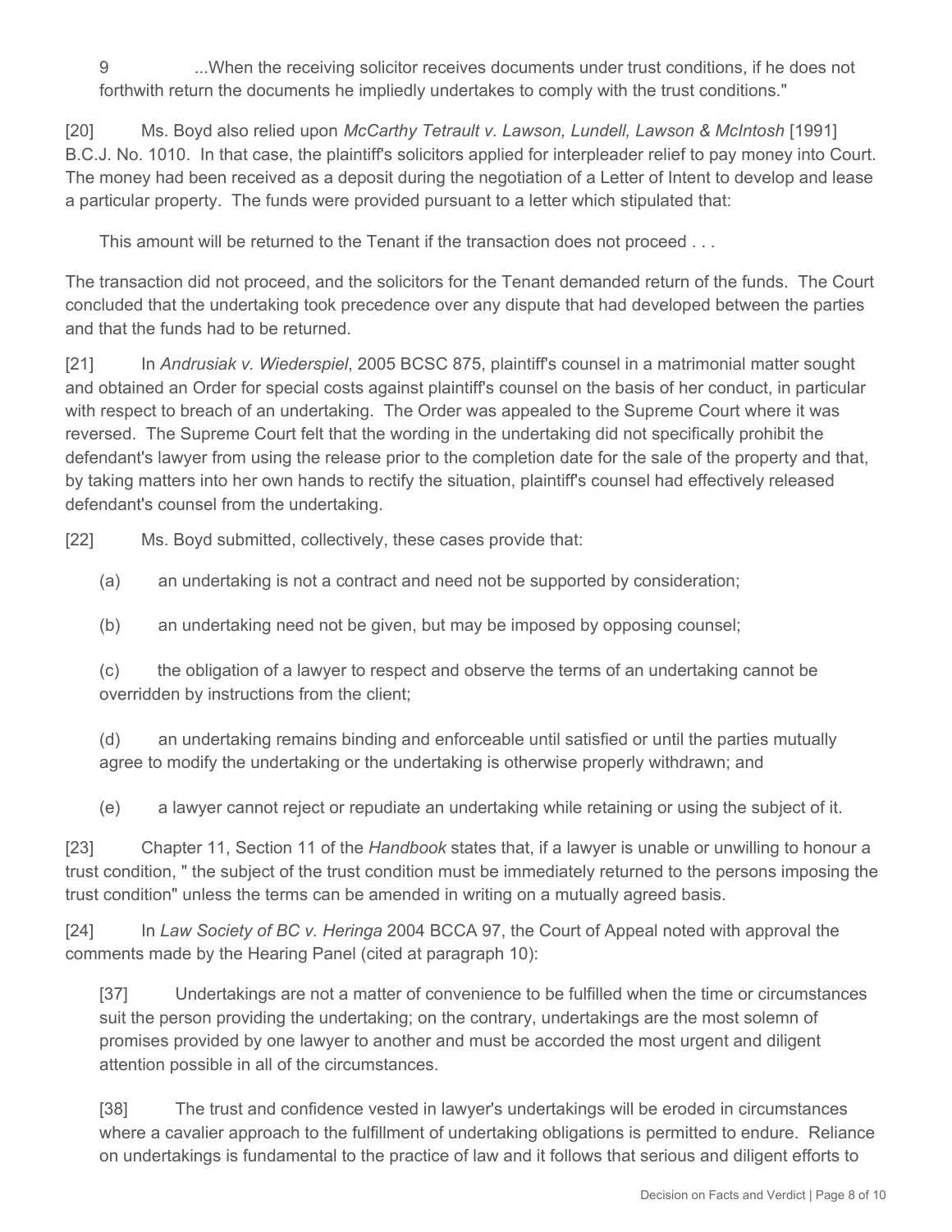9 ...When the receiving solicitor receives documents under trust conditions, if he does not forthwith return the documents he impliedly undertakes to comply with the trust conditions."

[20] Ms. Boyd also relied upon *McCarthy Tetrault v. Lawson, Lundell, Lawson & McIntosh* [1991] B.C.J. No. 1010. In that case, the plaintiff's solicitors applied for interpleader relief to pay money into Court. The money had been received as a deposit during the negotiation of a Letter of Intent to develop and lease a particular property. The funds were provided pursuant to a letter which stipulated that:

> This amount will be returned to the Tenant if the transaction does not proceed . . .

The transaction did not proceed, and the solicitors for the Tenant demanded return of the funds. The Court concluded that the undertaking took precedence over any dispute that had developed between the parties and that the funds had to be returned.

[21] In *Andrusiak v. Wiederspiel*, 2005 BCSC 875, plaintiff's counsel in a matrimonial matter sought and obtained an Order for special costs against plaintiff's counsel on the basis of her conduct, in particular with respect to breach of an undertaking. The Order was appealed to the Supreme Court where it was reversed. The Supreme Court felt that the wording in the undertaking did not specifically prohibit the defendant's lawyer from using the release prior to the completion date for the sale of the property and that, by taking matters into her own hands to rectify the situation, plaintiff's counsel had effectively released defendant's counsel from the undertaking.

[22] Ms. Boyd submitted, collectively, these cases provide that:

> (a) an undertaking is not a contract and need not be supported by consideration;
>
> (b) an undertaking need not be given, but may be imposed by opposing counsel;
>
> (c) the obligation of a lawyer to respect and observe the terms of an undertaking cannot be overridden by instructions from the client;
>
> (d) an undertaking remains binding and enforceable until satisfied or until the parties mutually agree to modify the undertaking or the undertaking is otherwise properly withdrawn; and
>
> (e) a lawyer cannot reject or repudiate an undertaking while retaining or using the subject of it.

[23] Chapter 11, Section 11 of the *Handbook* states that, if a lawyer is unable or unwilling to honour a trust condition, " the subject of the trust condition must be immediately returned to the persons imposing the trust condition" unless the terms can be amended in writing on a mutually agreed basis.

[24] In *Law Society of BC v. Heringa* 2004 BCCA 97, the Court of Appeal noted with approval the comments made by the Hearing Panel (cited at paragraph 10):

> [37] Undertakings are not a matter of convenience to be fulfilled when the time or circumstances suit the person providing the undertaking; on the contrary, undertakings are the most solemn of promises provided by one lawyer to another and must be accorded the most urgent and diligent attention possible in all of the circumstances.
>
> [38] The trust and confidence vested in lawyer's undertakings will be eroded in circumstances where a cavalier approach to the fulfillment of undertaking obligations is permitted to endure. Reliance on undertakings is fundamental to the practice of law and it follows that serious and diligent efforts to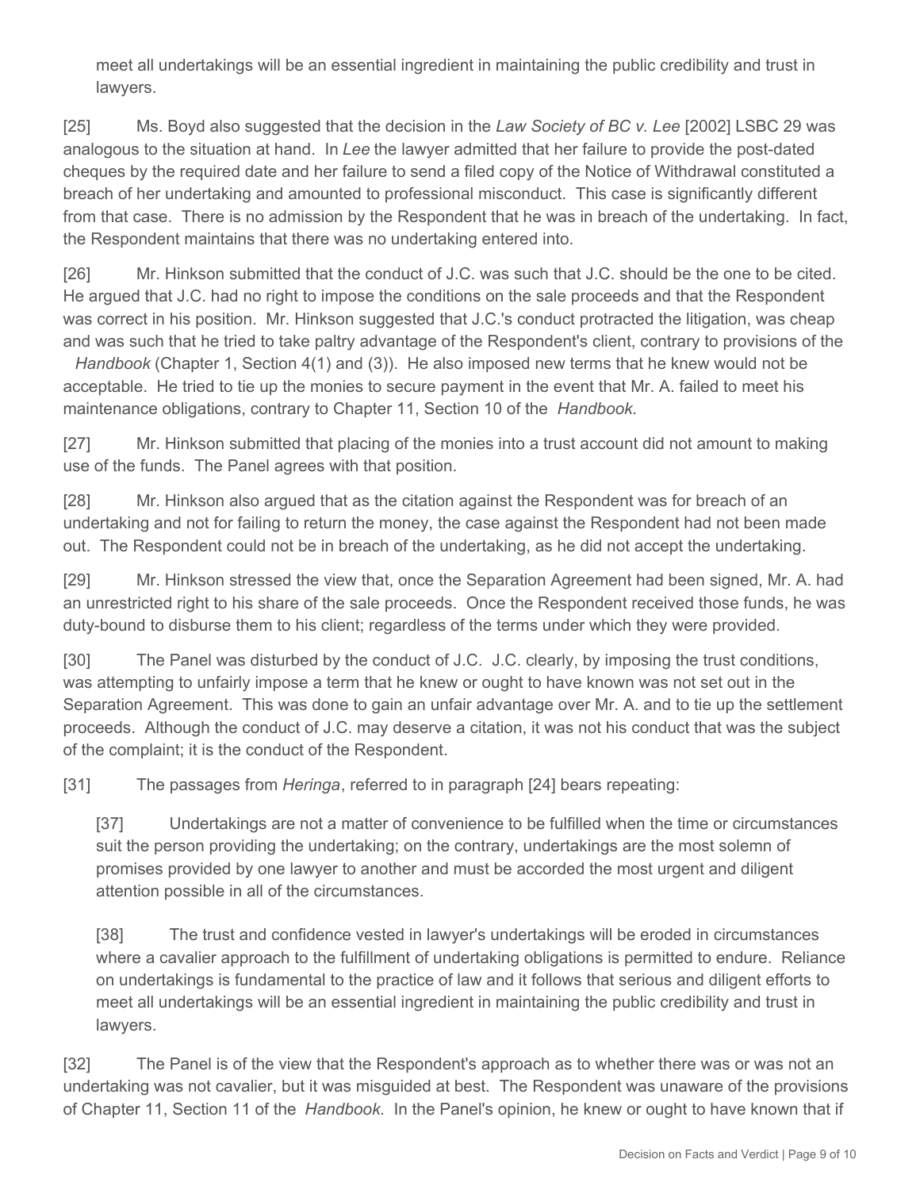meet all undertakings will be an essential ingredient in maintaining the public credibility and trust in lawyers.

[25] Ms. Boyd also suggested that the decision in the *Law Society of BC v. Lee* [2002] LSBC 29 was analogous to the situation at hand. In *Lee* the lawyer admitted that her failure to provide the post-dated cheques by the required date and her failure to send a filed copy of the Notice of Withdrawal constituted a breach of her undertaking and amounted to professional misconduct. This case is significantly different from that case. There is no admission by the Respondent that he was in breach of the undertaking. In fact, the Respondent maintains that there was no undertaking entered into.

[26] Mr. Hinkson submitted that the conduct of J.C. was such that J.C. should be the one to be cited. He argued that J.C. had no right to impose the conditions on the sale proceeds and that the Respondent was correct in his position. Mr. Hinkson suggested that J.C.'s conduct protracted the litigation, was cheap and was such that he tried to take paltry advantage of the Respondent's client, contrary to provisions of the *Handbook* (Chapter 1, Section 4(1) and (3)). He also imposed new terms that he knew would not be acceptable. He tried to tie up the monies to secure payment in the event that Mr. A. failed to meet his maintenance obligations, contrary to Chapter 11, Section 10 of the *Handbook*.

[27] Mr. Hinkson submitted that placing of the monies into a trust account did not amount to making use of the funds. The Panel agrees with that position.

[28] Mr. Hinkson also argued that as the citation against the Respondent was for breach of an undertaking and not for failing to return the money, the case against the Respondent had not been made out. The Respondent could not be in breach of the undertaking, as he did not accept the undertaking.

[29] Mr. Hinkson stressed the view that, once the Separation Agreement had been signed, Mr. A. had an unrestricted right to his share of the sale proceeds. Once the Respondent received those funds, he was duty-bound to disburse them to his client; regardless of the terms under which they were provided.

[30] The Panel was disturbed by the conduct of J.C. J.C. clearly, by imposing the trust conditions, was attempting to unfairly impose a term that he knew or ought to have known was not set out in the Separation Agreement. This was done to gain an unfair advantage over Mr. A. and to tie up the settlement proceeds. Although the conduct of J.C. may deserve a citation, it was not his conduct that was the subject of the complaint; it is the conduct of the Respondent.

[31] The passages from *Heringa*, referred to in paragraph [24] bears repeating:

> [37] Undertakings are not a matter of convenience to be fulfilled when the time or circumstances suit the person providing the undertaking; on the contrary, undertakings are the most solemn of promises provided by one lawyer to another and must be accorded the most urgent and diligent attention possible in all of the circumstances.
>
> [38] The trust and confidence vested in lawyer's undertakings will be eroded in circumstances where a cavalier approach to the fulfillment of undertaking obligations is permitted to endure. Reliance on undertakings is fundamental to the practice of law and it follows that serious and diligent efforts to meet all undertakings will be an essential ingredient in maintaining the public credibility and trust in lawyers.

[32] The Panel is of the view that the Respondent's approach as to whether there was or was not an undertaking was not cavalier, but it was misguided at best. The Respondent was unaware of the provisions of Chapter 11, Section 11 of the *Handbook*. In the Panel's opinion, he knew or ought to have known that if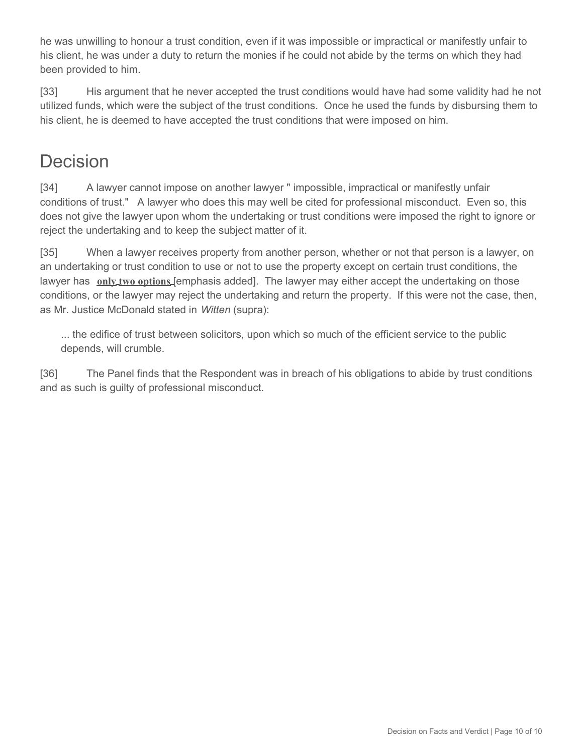he was unwilling to honour a trust condition, even if it was impossible or impractical or manifestly unfair to his client, he was under a duty to return the monies if he could not abide by the terms on which they had been provided to him.

[33] His argument that he never accepted the trust conditions would have had some validity had he not utilized funds, which were the subject of the trust conditions. Once he used the funds by disbursing them to his client, he is deemed to have accepted the trust conditions that were imposed on him.

# Decision

[34] A lawyer cannot impose on another lawyer " impossible, impractical or manifestly unfair conditions of trust." A lawyer who does this may well be cited for professional misconduct. Even so, this does not give the lawyer upon whom the undertaking or trust conditions were imposed the right to ignore or reject the undertaking and to keep the subject matter of it.

[35] When a lawyer receives property from another person, whether or not that person is a lawyer, on an undertaking or trust condition to use or not to use the property except on certain trust conditions, the lawyer has **only two options** [emphasis added]. The lawyer may either accept the undertaking on those conditions, or the lawyer may reject the undertaking and return the property. If this were not the case, then, as Mr. Justice McDonald stated in *Witten* (supra):

> ... the edifice of trust between solicitors, upon which so much of the efficient service to the public depends, will crumble.

[36] The Panel finds that the Respondent was in breach of his obligations to abide by trust conditions and as such is guilty of professional misconduct.